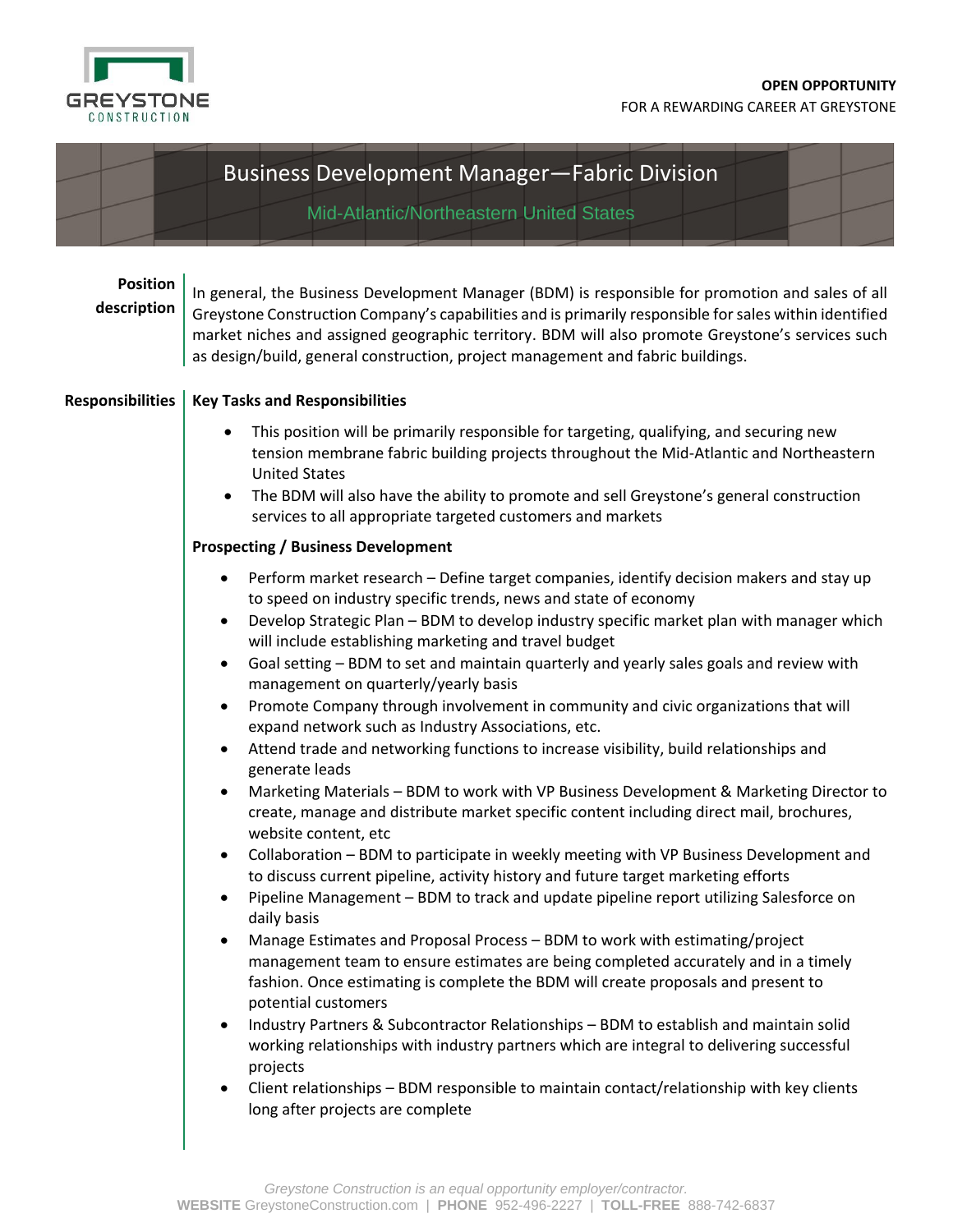GREYSTONE CONSTRUCTION

**OPEN OPPORTUNITY**
FOR A REWARDING CAREER AT GREYSTONE

# Business Development Manager—Fabric Division

## Mid-Atlantic/Northeastern United States

**Position description**

In general, the Business Development Manager (BDM) is responsible for promotion and sales of all Greystone Construction Company's capabilities and is primarily responsible for sales within identified market niches and assigned geographic territory. BDM will also promote Greystone's services such as design/build, general construction, project management and fabric buildings.

**Responsibilities**

**Key Tasks and Responsibilities**

- This position will be primarily responsible for targeting, qualifying, and securing new tension membrane fabric building projects throughout the Mid-Atlantic and Northeastern United States
- The BDM will also have the ability to promote and sell Greystone's general construction services to all appropriate targeted customers and markets

**Prospecting / Business Development**

- Perform market research – Define target companies, identify decision makers and stay up to speed on industry specific trends, news and state of economy
- Develop Strategic Plan – BDM to develop industry specific market plan with manager which will include establishing marketing and travel budget
- Goal setting – BDM to set and maintain quarterly and yearly sales goals and review with management on quarterly/yearly basis
- Promote Company through involvement in community and civic organizations that will expand network such as Industry Associations, etc.
- Attend trade and networking functions to increase visibility, build relationships and generate leads
- Marketing Materials – BDM to work with VP Business Development & Marketing Director to create, manage and distribute market specific content including direct mail, brochures, website content, etc
- Collaboration – BDM to participate in weekly meeting with VP Business Development and to discuss current pipeline, activity history and future target marketing efforts
- Pipeline Management – BDM to track and update pipeline report utilizing Salesforce on daily basis
- Manage Estimates and Proposal Process – BDM to work with estimating/project management team to ensure estimates are being completed accurately and in a timely fashion. Once estimating is complete the BDM will create proposals and present to potential customers
- Industry Partners & Subcontractor Relationships – BDM to establish and maintain solid working relationships with industry partners which are integral to delivering successful projects
- Client relationships – BDM responsible to maintain contact/relationship with key clients long after projects are complete

*Greystone Construction is an equal opportunity employer/contractor.*
**WEBSITE** GreystoneConstruction.com | **PHONE** 952-496-2227 | **TOLL-FREE** 888-742-6837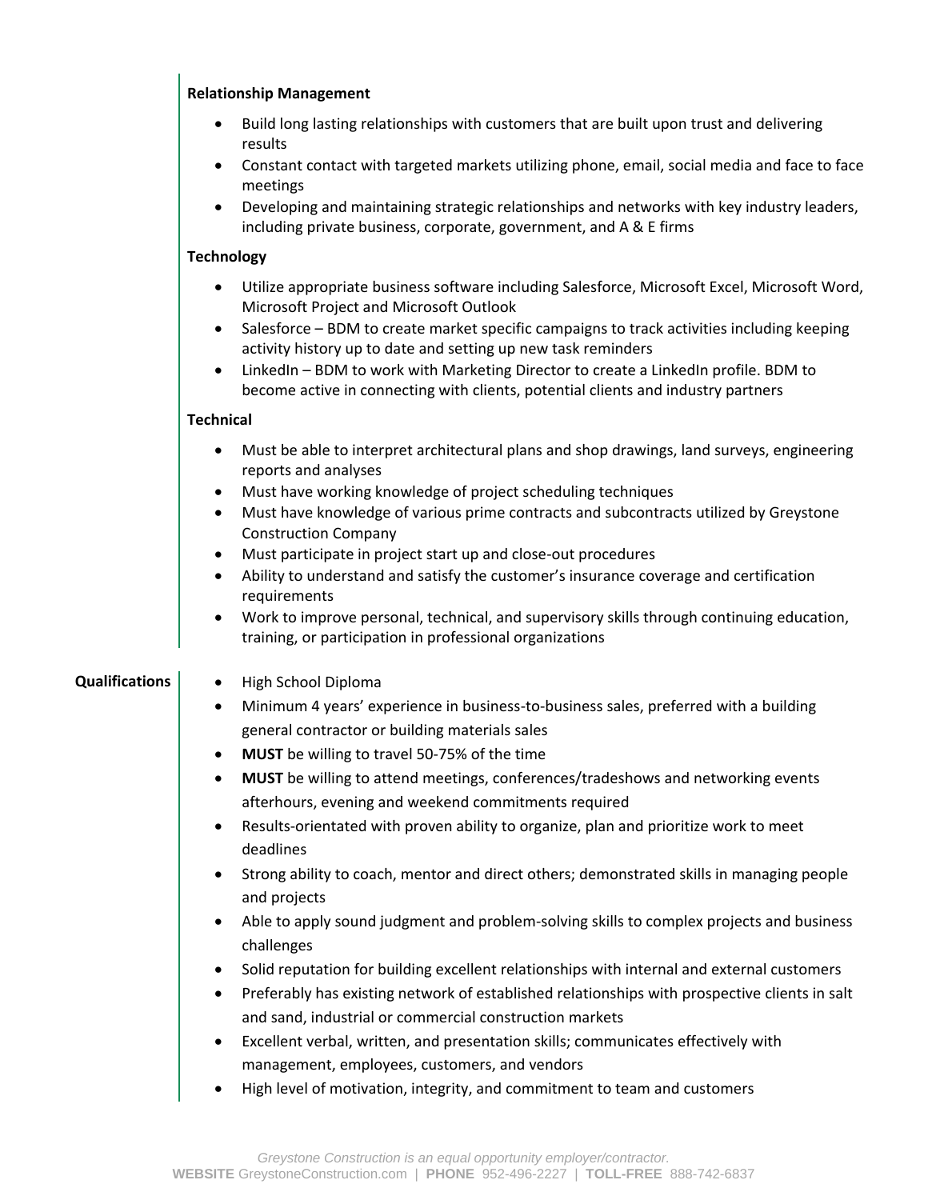**Relationship Management**

- Build long lasting relationships with customers that are built upon trust and delivering results
- Constant contact with targeted markets utilizing phone, email, social media and face to face meetings
- Developing and maintaining strategic relationships and networks with key industry leaders, including private business, corporate, government, and A & E firms

**Technology**

- Utilize appropriate business software including Salesforce, Microsoft Excel, Microsoft Word, Microsoft Project and Microsoft Outlook
- Salesforce – BDM to create market specific campaigns to track activities including keeping activity history up to date and setting up new task reminders
- LinkedIn – BDM to work with Marketing Director to create a LinkedIn profile. BDM to become active in connecting with clients, potential clients and industry partners

**Technical**

- Must be able to interpret architectural plans and shop drawings, land surveys, engineering reports and analyses
- Must have working knowledge of project scheduling techniques
- Must have knowledge of various prime contracts and subcontracts utilized by Greystone Construction Company
- Must participate in project start up and close-out procedures
- Ability to understand and satisfy the customer's insurance coverage and certification requirements
- Work to improve personal, technical, and supervisory skills through continuing education, training, or participation in professional organizations

**Qualifications**

- High School Diploma
- Minimum 4 years' experience in business-to-business sales, preferred with a building general contractor or building materials sales
- **MUST** be willing to travel 50-75% of the time
- **MUST** be willing to attend meetings, conferences/tradeshows and networking events afterhours, evening and weekend commitments required
- Results-orientated with proven ability to organize, plan and prioritize work to meet deadlines
- Strong ability to coach, mentor and direct others; demonstrated skills in managing people and projects
- Able to apply sound judgment and problem-solving skills to complex projects and business challenges
- Solid reputation for building excellent relationships with internal and external customers
- Preferably has existing network of established relationships with prospective clients in salt and sand, industrial or commercial construction markets
- Excellent verbal, written, and presentation skills; communicates effectively with management, employees, customers, and vendors
- High level of motivation, integrity, and commitment to team and customers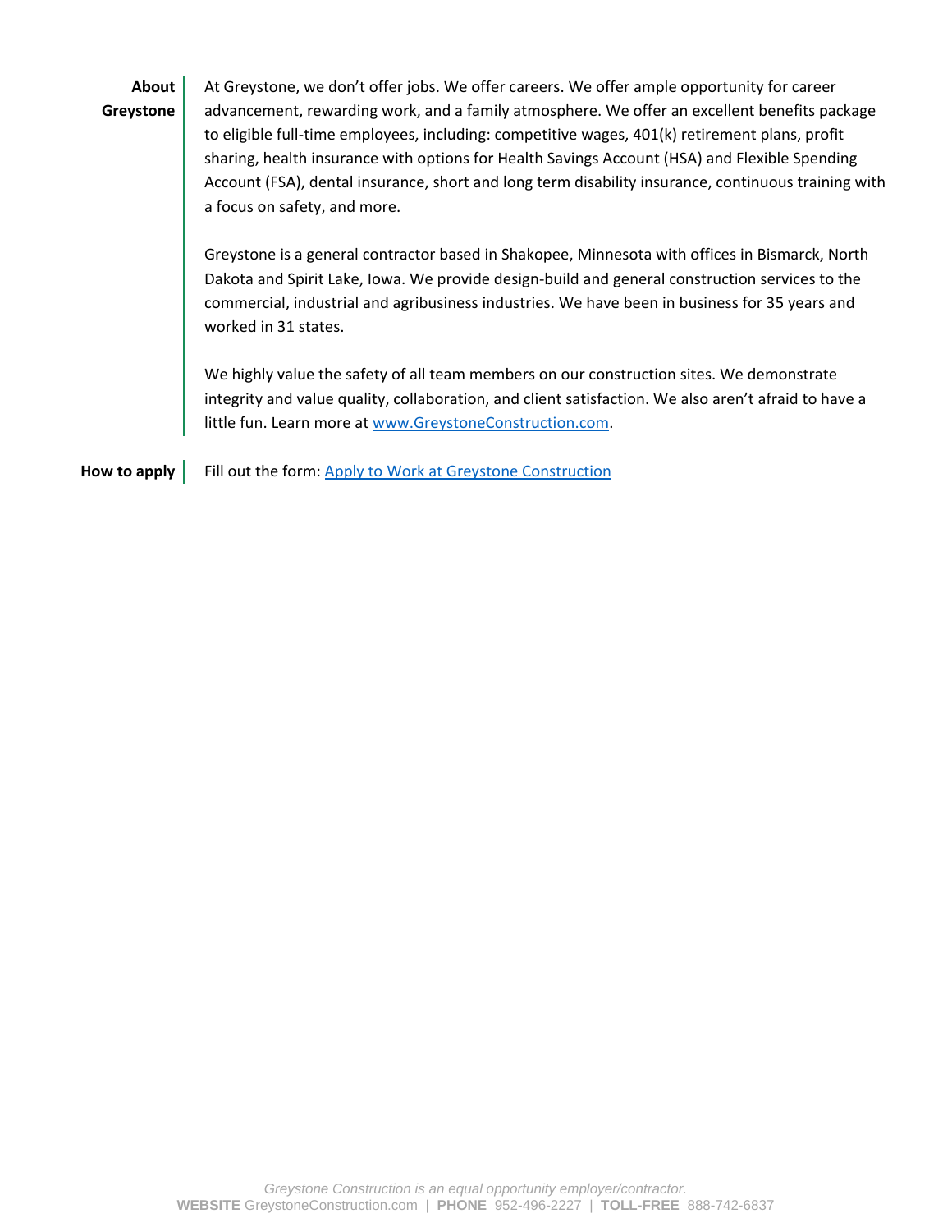**About Greystone**

At Greystone, we don't offer jobs. We offer careers. We offer ample opportunity for career advancement, rewarding work, and a family atmosphere. We offer an excellent benefits package to eligible full-time employees, including: competitive wages, 401(k) retirement plans, profit sharing, health insurance with options for Health Savings Account (HSA) and Flexible Spending Account (FSA), dental insurance, short and long term disability insurance, continuous training with a focus on safety, and more.

Greystone is a general contractor based in Shakopee, Minnesota with offices in Bismarck, North Dakota and Spirit Lake, Iowa. We provide design-build and general construction services to the commercial, industrial and agribusiness industries. We have been in business for 35 years and worked in 31 states.

We highly value the safety of all team members on our construction sites. We demonstrate integrity and value quality, collaboration, and client satisfaction. We also aren't afraid to have a little fun. Learn more at [www.GreystoneConstruction.com](http://www.GreystoneConstruction.com).

**How to apply**

Fill out the form: Apply to Work at Greystone Construction

*Greystone Construction is an equal opportunity employer/contractor.*

**WEBSITE** GreystoneConstruction.com | **PHONE** 952-496-2227 | **TOLL-FREE** 888-742-6837